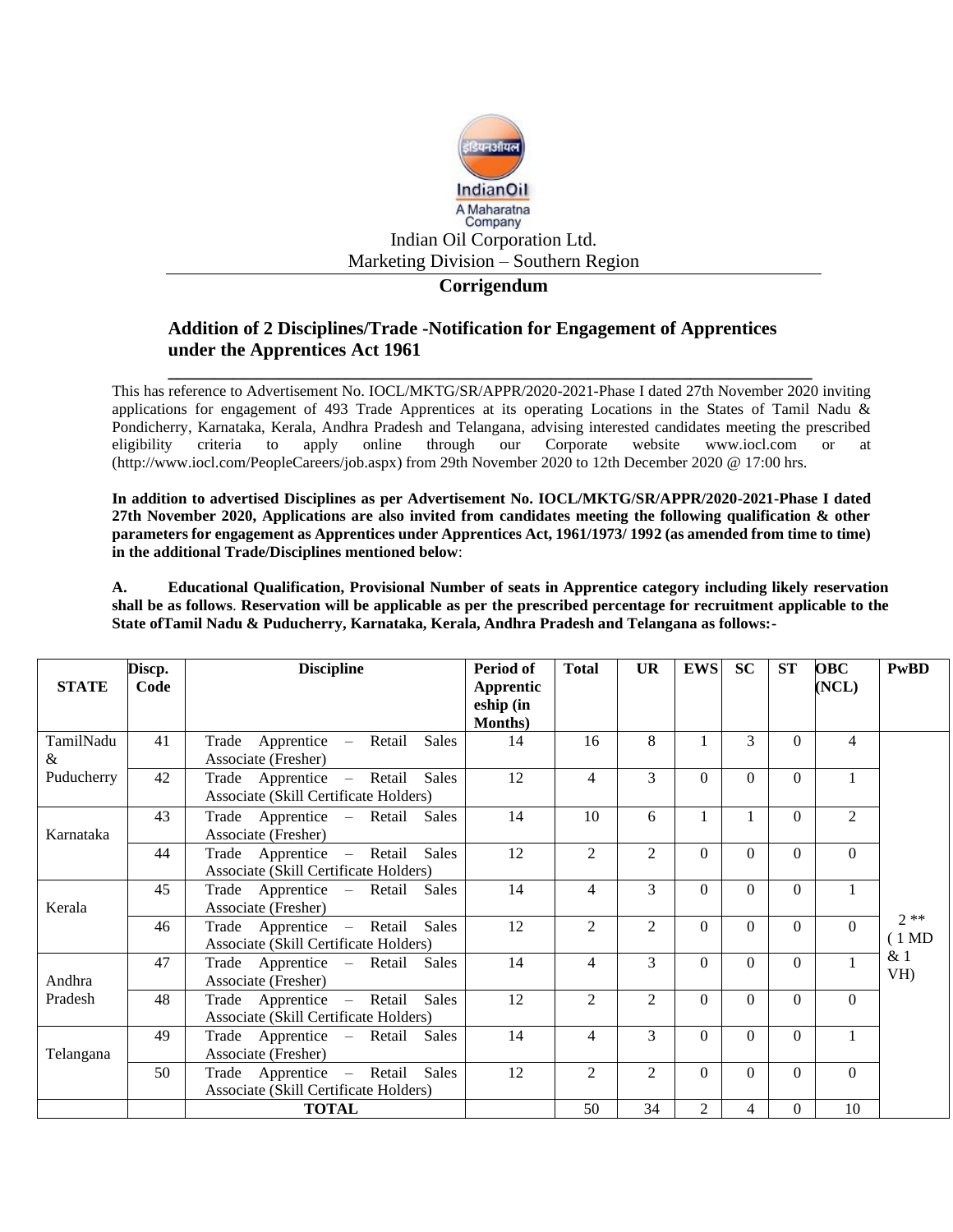IndianOil
A Maharatna Company

Indian Oil Corporation Ltd.
Marketing Division – Southern Region

## Corrigendum

### Addition of 2 Disciplines/Trade -Notification for Engagement of Apprentices under the Apprentices Act 1961

This has reference to Advertisement No. IOCL/MKTG/SR/APPR/2020-2021-Phase I dated 27th November 2020 inviting applications for engagement of 493 Trade Apprentices at its operating Locations in the States of Tamil Nadu & Pondicherry, Karnataka, Kerala, Andhra Pradesh and Telangana, advising interested candidates meeting the prescribed eligibility criteria to apply online through our Corporate website www.iocl.com or at (http://www.iocl.com/PeopleCareers/job.aspx) from 29th November 2020 to 12th December 2020 @ 17:00 hrs.

**In addition to advertised Disciplines as per Advertisement No. IOCL/MKTG/SR/APPR/2020-2021-Phase I dated 27th November 2020, Applications are also invited from candidates meeting the following qualification & other parameters for engagement as Apprentices under Apprentices Act, 1961/1973/ 1992 (as amended from time to time) in the additional Trade/Disciplines mentioned below**:

**A. Educational Qualification, Provisional Number of seats in Apprentice category including likely reservation shall be as follows**. **Reservation will be applicable as per the prescribed percentage for recruitment applicable to the State ofTamil Nadu & Puducherry, Karnataka, Kerala, Andhra Pradesh and Telangana as follows:-**

| STATE | Discp. Code | Discipline | Period of Apprenticeship (in Months) | Total | UR | EWS | SC | ST | OBC (NCL) | PwBD |
|---|---|---|---|---|---|---|---|---|---|---|
| TamilNadu & Puducherry | 41 | Trade Apprentice – Retail Sales Associate (Fresher) | 14 | 16 | 8 | 1 | 3 | 0 | 4 | 2 ** ( 1 MD & 1 VH) |
| | 42 | Trade Apprentice – Retail Sales Associate (Skill Certificate Holders) | 12 | 4 | 3 | 0 | 0 | 0 | 1 | |
| Karnataka | 43 | Trade Apprentice – Retail Sales Associate (Fresher) | 14 | 10 | 6 | 1 | 1 | 0 | 2 | |
| | 44 | Trade Apprentice – Retail Sales Associate (Skill Certificate Holders) | 12 | 2 | 2 | 0 | 0 | 0 | 0 | |
| Kerala | 45 | Trade Apprentice – Retail Sales Associate (Fresher) | 14 | 4 | 3 | 0 | 0 | 0 | 1 | |
| | 46 | Trade Apprentice – Retail Sales Associate (Skill Certificate Holders) | 12 | 2 | 2 | 0 | 0 | 0 | 0 | |
| Andhra Pradesh | 47 | Trade Apprentice – Retail Sales Associate (Fresher) | 14 | 4 | 3 | 0 | 0 | 0 | 1 | |
| | 48 | Trade Apprentice – Retail Sales Associate (Skill Certificate Holders) | 12 | 2 | 2 | 0 | 0 | 0 | 0 | |
| Telangana | 49 | Trade Apprentice – Retail Sales Associate (Fresher) | 14 | 4 | 3 | 0 | 0 | 0 | 1 | |
| | 50 | Trade Apprentice – Retail Sales Associate (Skill Certificate Holders) | 12 | 2 | 2 | 0 | 0 | 0 | 0 | |
| | | **TOTAL** | | 50 | 34 | 2 | 4 | 0 | 10 | |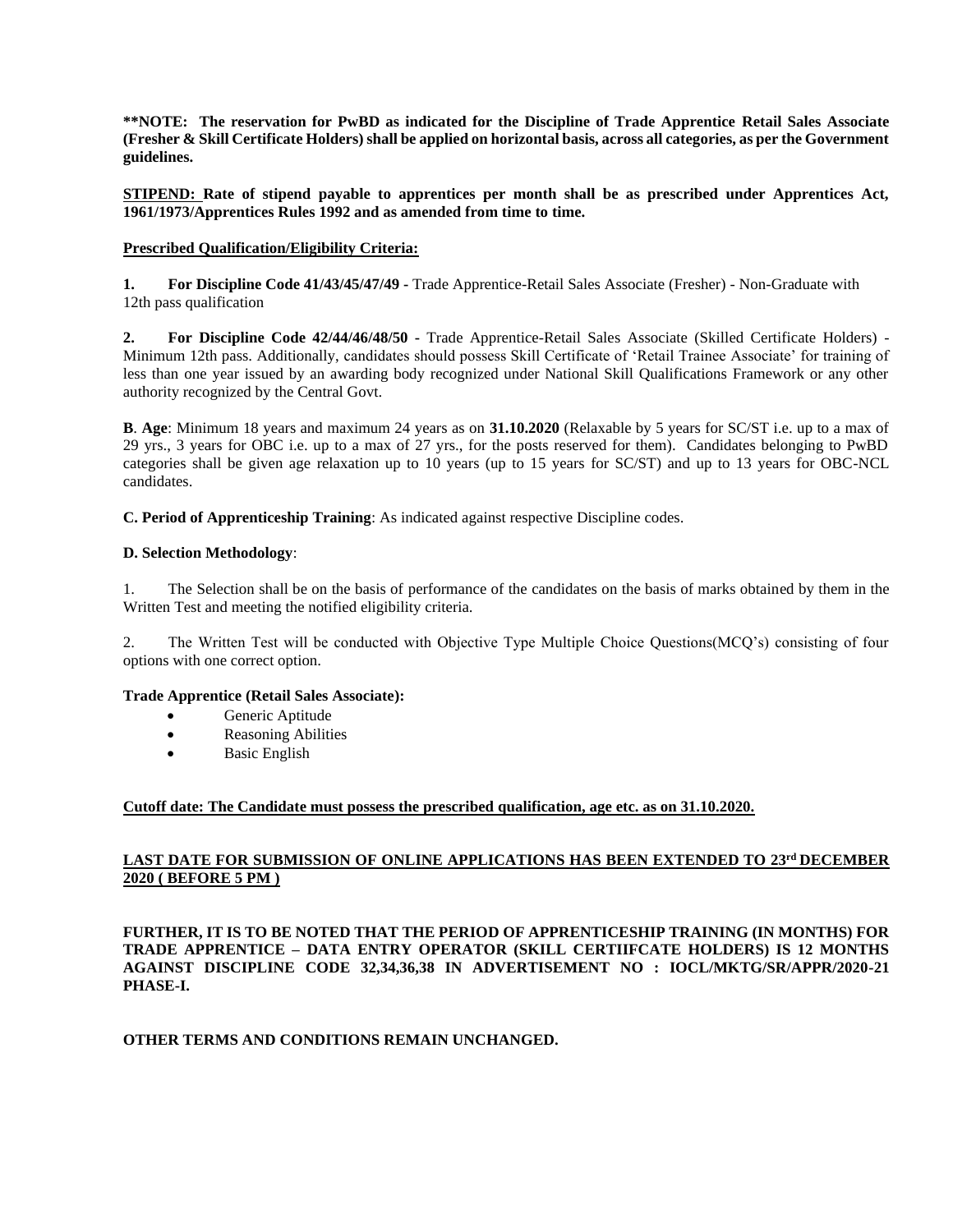**NOTE: The reservation for PwBD as indicated for the Discipline of Trade Apprentice Retail Sales Associate (Fresher & Skill Certificate Holders) shall be applied on horizontal basis, across all categories, as per the Government guidelines.**

**STIPEND: Rate of stipend payable to apprentices per month shall be as prescribed under Apprentices Act, 1961/1973/Apprentices Rules 1992 and as amended from time to time.**

**Prescribed Qualification/Eligibility Criteria:**

**1. For Discipline Code 41/43/45/47/49 -** Trade Apprentice-Retail Sales Associate (Fresher) - Non-Graduate with 12th pass qualification

**2. For Discipline Code 42/44/46/48/50 -** Trade Apprentice-Retail Sales Associate (Skilled Certificate Holders) - Minimum 12th pass. Additionally, candidates should possess Skill Certificate of 'Retail Trainee Associate' for training of less than one year issued by an awarding body recognized under National Skill Qualifications Framework or any other authority recognized by the Central Govt.

**B**. **Age**: Minimum 18 years and maximum 24 years as on **31.10.2020** (Relaxable by 5 years for SC/ST i.e. up to a max of 29 yrs., 3 years for OBC i.e. up to a max of 27 yrs., for the posts reserved for them). Candidates belonging to PwBD categories shall be given age relaxation up to 10 years (up to 15 years for SC/ST) and up to 13 years for OBC-NCL candidates.

**C. Period of Apprenticeship Training**: As indicated against respective Discipline codes.

**D. Selection Methodology**:

1. The Selection shall be on the basis of performance of the candidates on the basis of marks obtained by them in the Written Test and meeting the notified eligibility criteria.

2. The Written Test will be conducted with Objective Type Multiple Choice Questions(MCQ's) consisting of four options with one correct option.

**Trade Apprentice (Retail Sales Associate):**

- Generic Aptitude
- Reasoning Abilities
- Basic English

**Cutoff date: The Candidate must possess the prescribed qualification, age etc. as on 31.10.2020.**

**LAST DATE FOR SUBMISSION OF ONLINE APPLICATIONS HAS BEEN EXTENDED TO 23rd DECEMBER 2020 ( BEFORE 5 PM )**

**FURTHER, IT IS TO BE NOTED THAT THE PERIOD OF APPRENTICESHIP TRAINING (IN MONTHS) FOR TRADE APPRENTICE – DATA ENTRY OPERATOR (SKILL CERTIIFCATE HOLDERS) IS 12 MONTHS AGAINST DISCIPLINE CODE 32,34,36,38 IN ADVERTISEMENT NO : IOCL/MKTG/SR/APPR/2020-21 PHASE-I.**

**OTHER TERMS AND CONDITIONS REMAIN UNCHANGED.**